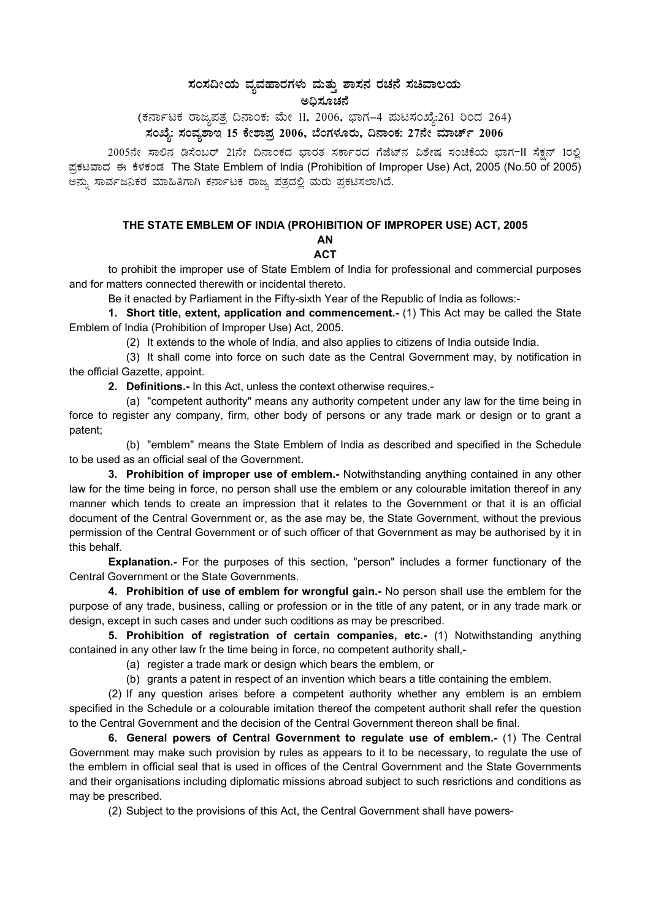# ಸಂಸದೀಯ ವ್ಯವಹಾರಗಳು ಮತ್ತು ಶಾಸನ ರಚನೆ ಸಚಿವಾಲಯ

## ಅಧಿಸೂಚನೆ

(ಕರ್ನಾಟಕ ರಾಜ್ಯಪತ್ರ ದಿನಾಂಕ: ಮೇ 11, 2006, ಭಾಗ–4 ಪುಟಸಂಖ್ಯೆ:261 ರಿಂದ 264)

**ಸಂಖ್ಯೆ: ಸಂವ್ಯಶಾಇ 15 ಕೇಶಾಪ್ರ 2006, ಬೆಂಗಳೂರು, ದಿನಾಂಕ: 27ನೇ ಮಾರ್ಚ್ 2006**

2005ನೇ ಸಾಲಿನ ಡಿಸೆಂಬರ್ 21ನೇ ದಿನಾಂಕದ ಭಾರತ ಸರ್ಕಾರದ ಗೆಜೆಟ್‌ನ ವಿಶೇಷ ಸಂಚಿಕೆಯ ಭಾಗ–II ಸೆಕ್ಷನ್ 1ರಲ್ಲಿ ಪ್ರಕಟವಾದ ಈ ಕೆಳಕಂಡ The State Emblem of India (Prohibition of Improper Use) Act, 2005 (No.50 of 2005) ಅನ್ನು ಸಾರ್ವಜನಿಕರ ಮಾಹಿತಿಗಾಗಿ ಕರ್ನಾಟಕ ರಾಜ್ಯ ಪತ್ರದಲ್ಲಿ ಮರು ಪ್ರಕಟಿಸಲಾಗಿದೆ.

## THE STATE EMBLEM OF INDIA (PROHIBITION OF IMPROPER USE) ACT, 2005

**AN**

**ACT**

to prohibit the improper use of State Emblem of India for professional and commercial purposes and for matters connected therewith or incidental thereto.

Be it enacted by Parliament in the Fifty-sixth Year of the Republic of India as follows:-

**1. Short title, extent, application and commencement.-** (1) This Act may be called the State Emblem of India (Prohibition of Improper Use) Act, 2005.

(2) It extends to the whole of India, and also applies to citizens of India outside India.

(3) It shall come into force on such date as the Central Government may, by notification in the official Gazette, appoint.

**2. Definitions.-** In this Act, unless the context otherwise requires,-

(a) "competent authority" means any authority competent under any law for the time being in force to register any company, firm, other body of persons or any trade mark or design or to grant a patent;

(b) "emblem" means the State Emblem of India as described and specified in the Schedule to be used as an official seal of the Government.

**3. Prohibition of improper use of emblem.-** Notwithstanding anything contained in any other law for the time being in force, no person shall use the emblem or any colourable imitation thereof in any manner which tends to create an impression that it relates to the Government or that it is an official document of the Central Government or, as the ase may be, the State Government, without the previous permission of the Central Government or of such officer of that Government as may be authorised by it in this behalf.

**Explanation.-** For the purposes of this section, "person" includes a former functionary of the Central Government or the State Governments.

**4. Prohibition of use of emblem for wrongful gain.-** No person shall use the emblem for the purpose of any trade, business, calling or profession or in the title of any patent, or in any trade mark or design, except in such cases and under such coditions as may be prescribed.

**5. Prohibition of registration of certain companies, etc.-** (1) Notwithstanding anything contained in any other law fr the time being in force, no competent authority shall,-

(a) register a trade mark or design which bears the emblem, or

(b) grants a patent in respect of an invention which bears a title containing the emblem.

(2) If any question arises before a competent authority whether any emblem is an emblem specified in the Schedule or a colourable imitation thereof the competent authorit shall refer the question to the Central Government and the decision of the Central Government thereon shall be final.

**6. General powers of Central Government to regulate use of emblem.-** (1) The Central Government may make such provision by rules as appears to it to be necessary, to regulate the use of the emblem in official seal that is used in offices of the Central Government and the State Governments and their organisations including diplomatic missions abroad subject to such resrictions and conditions as may be prescribed.

(2) Subject to the provisions of this Act, the Central Government shall have powers-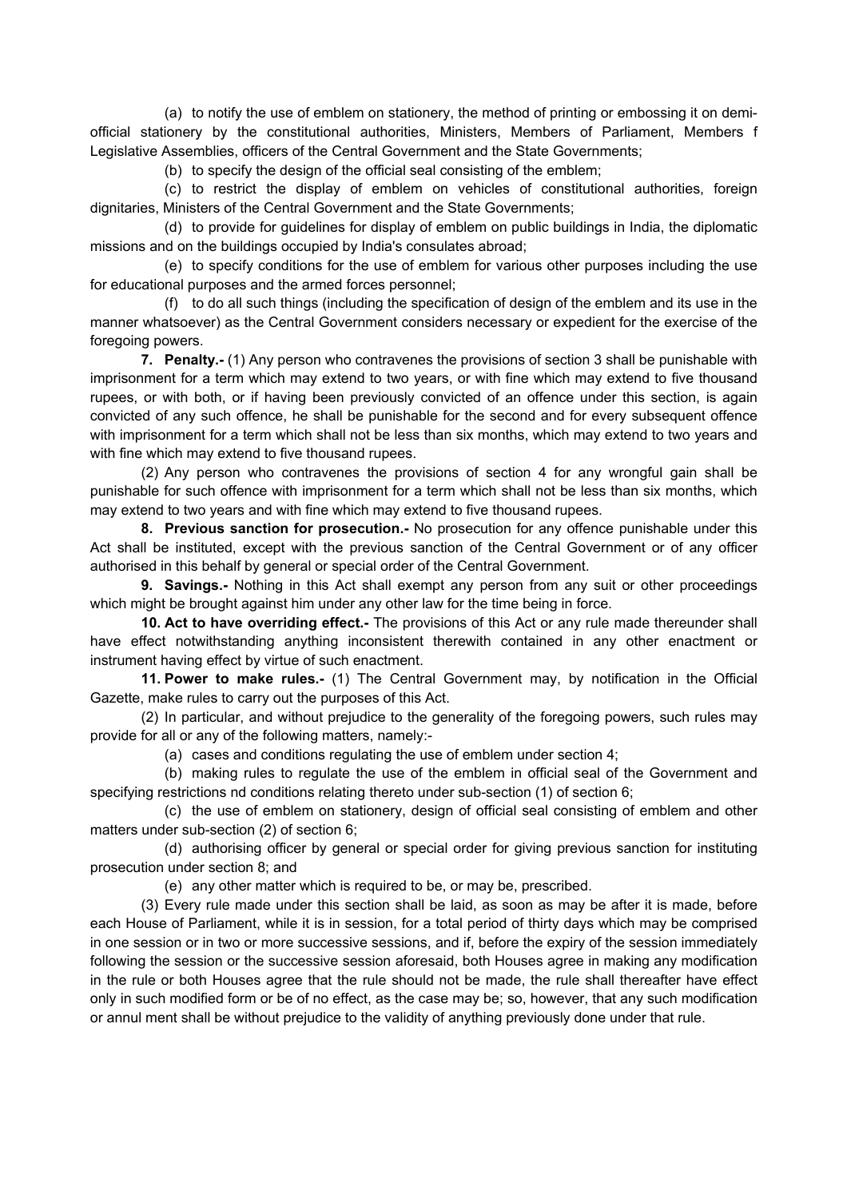(a) to notify the use of emblem on stationery, the method of printing or embossing it on demi-official stationery by the constitutional authorities, Ministers, Members of Parliament, Members f Legislative Assemblies, officers of the Central Government and the State Governments;

(b) to specify the design of the official seal consisting of the emblem;

(c) to restrict the display of emblem on vehicles of constitutional authorities, foreign dignitaries, Ministers of the Central Government and the State Governments;

(d) to provide for guidelines for display of emblem on public buildings in India, the diplomatic missions and on the buildings occupied by India's consulates abroad;

(e) to specify conditions for the use of emblem for various other purposes including the use for educational purposes and the armed forces personnel;

(f) to do all such things (including the specification of design of the emblem and its use in the manner whatsoever) as the Central Government considers necessary or expedient for the exercise of the foregoing powers.

**7. Penalty.-** (1) Any person who contravenes the provisions of section 3 shall be punishable with imprisonment for a term which may extend to two years, or with fine which may extend to five thousand rupees, or with both, or if having been previously convicted of an offence under this section, is again convicted of any such offence, he shall be punishable for the second and for every subsequent offence with imprisonment for a term which shall not be less than six months, which may extend to two years and with fine which may extend to five thousand rupees.

(2) Any person who contravenes the provisions of section 4 for any wrongful gain shall be punishable for such offence with imprisonment for a term which shall not be less than six months, which may extend to two years and with fine which may extend to five thousand rupees.

**8. Previous sanction for prosecution.-** No prosecution for any offence punishable under this Act shall be instituted, except with the previous sanction of the Central Government or of any officer authorised in this behalf by general or special order of the Central Government.

**9. Savings.-** Nothing in this Act shall exempt any person from any suit or other proceedings which might be brought against him under any other law for the time being in force.

**10. Act to have overriding effect.-** The provisions of this Act or any rule made thereunder shall have effect notwithstanding anything inconsistent therewith contained in any other enactment or instrument having effect by virtue of such enactment.

**11. Power to make rules.-** (1) The Central Government may, by notification in the Official Gazette, make rules to carry out the purposes of this Act.

(2) In particular, and without prejudice to the generality of the foregoing powers, such rules may provide for all or any of the following matters, namely:-

(a) cases and conditions regulating the use of emblem under section 4;

(b) making rules to regulate the use of the emblem in official seal of the Government and specifying restrictions nd conditions relating thereto under sub-section (1) of section 6;

(c) the use of emblem on stationery, design of official seal consisting of emblem and other matters under sub-section (2) of section 6;

(d) authorising officer by general or special order for giving previous sanction for instituting prosecution under section 8; and

(e) any other matter which is required to be, or may be, prescribed.

(3) Every rule made under this section shall be laid, as soon as may be after it is made, before each House of Parliament, while it is in session, for a total period of thirty days which may be comprised in one session or in two or more successive sessions, and if, before the expiry of the session immediately following the session or the successive session aforesaid, both Houses agree in making any modification in the rule or both Houses agree that the rule should not be made, the rule shall thereafter have effect only in such modified form or be of no effect, as the case may be; so, however, that any such modification or annul ment shall be without prejudice to the validity of anything previously done under that rule.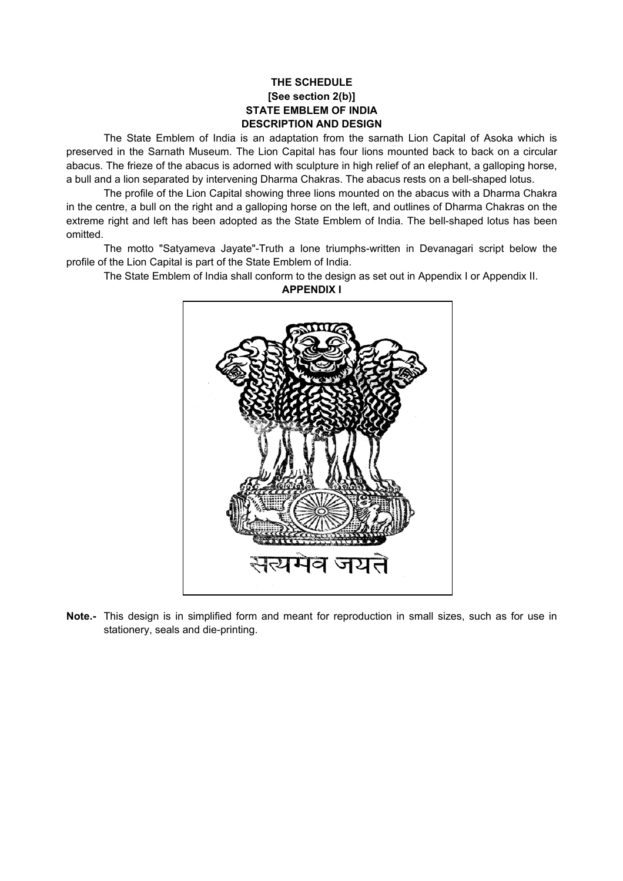**THE SCHEDULE**
**[See section 2(b)]**
**STATE EMBLEM OF INDIA**
**DESCRIPTION AND DESIGN**

The State Emblem of India is an adaptation from the sarnath Lion Capital of Asoka which is preserved in the Sarnath Museum. The Lion Capital has four lions mounted back to back on a circular abacus. The frieze of the abacus is adorned with sculpture in high relief of an elephant, a galloping horse, a bull and a lion separated by intervening Dharma Chakras. The abacus rests on a bell-shaped lotus.

The profile of the Lion Capital showing three lions mounted on the abacus with a Dharma Chakra in the centre, a bull on the right and a galloping horse on the left, and outlines of Dharma Chakras on the extreme right and left has been adopted as the State Emblem of India. The bell-shaped lotus has been omitted.

The motto "Satyameva Jayate"-Truth a lone triumphs-written in Devanagari script below the profile of the Lion Capital is part of the State Emblem of India.

The State Emblem of India shall conform to the design as set out in Appendix I or Appendix II.

**APPENDIX I**

सत्यमेव जयते

**Note.-** This design is in simplified form and meant for reproduction in small sizes, such as for use in stationery, seals and die-printing.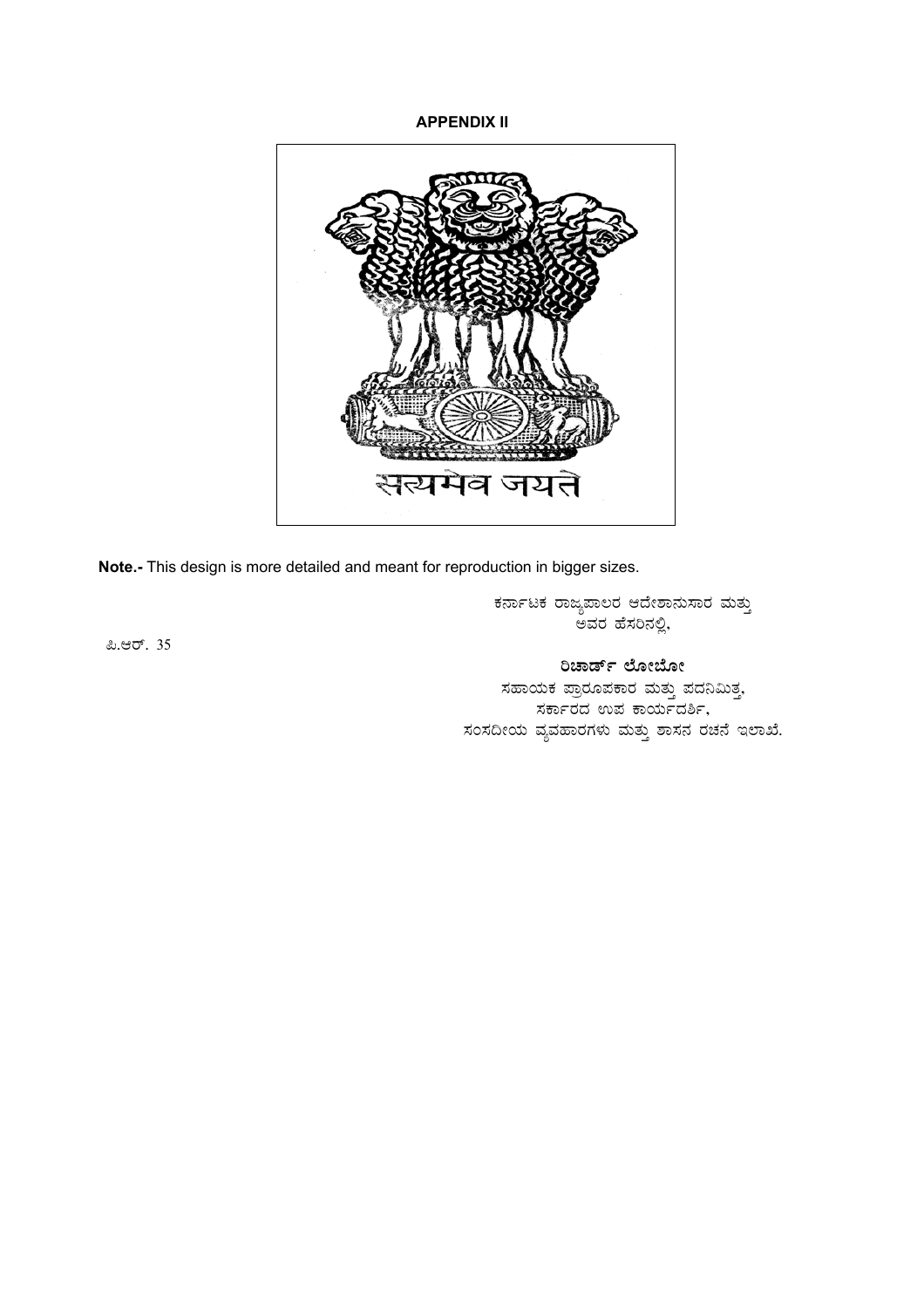**APPENDIX II**

सत्यमेव जयते

**Note.-** This design is more detailed and meant for reproduction in bigger sizes.

ಕರ್ನಾಟಕ ರಾಜ್ಯಪಾಲರ ಆದೇಶಾನುಸಾರ ಮತ್ತು
ಅವರ ಹೆಸರಿನಲ್ಲಿ,

ಪಿ.ಆರ್. 35

**ರಿಚಾರ್ಡ್ ಲೋಬೋ**

ಸಹಾಯಕ ಪ್ರಾರೂಪಕಾರ ಮತ್ತು ಪದನಿಮಿತ್ತ,
ಸರ್ಕಾರದ ಉಪ ಕಾರ್ಯದರ್ಶಿ,
ಸಂಸದೀಯ ವ್ಯವಹಾರಗಳು ಮತ್ತು ಶಾಸನ ರಚನೆ ಇಲಾಖೆ.